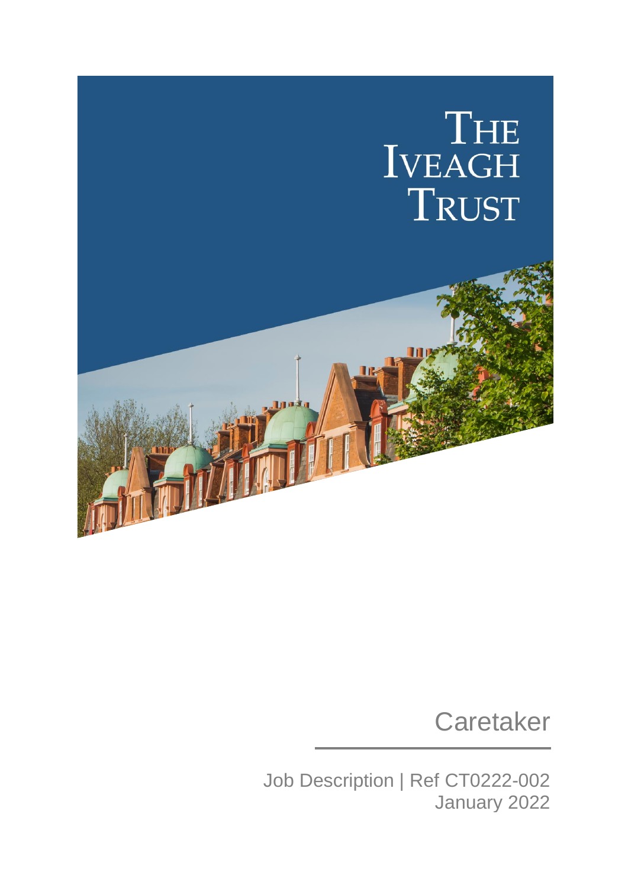# The Iveagh Trust

## Caretaker

Job Description | Ref CT0222-002
January 2022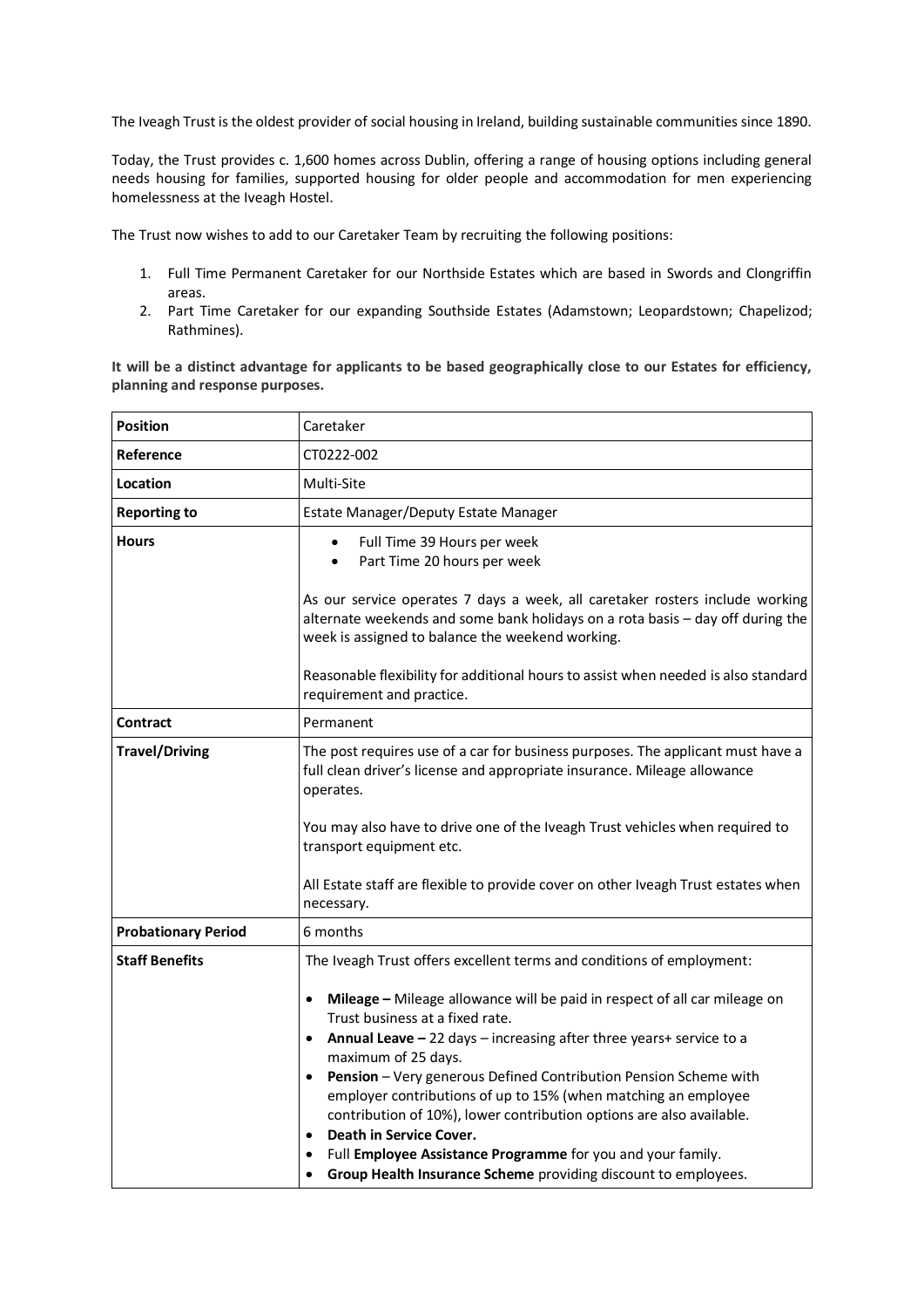The Iveagh Trust is the oldest provider of social housing in Ireland, building sustainable communities since 1890.

Today, the Trust provides c. 1,600 homes across Dublin, offering a range of housing options including general needs housing for families, supported housing for older people and accommodation for men experiencing homelessness at the Iveagh Hostel.

The Trust now wishes to add to our Caretaker Team by recruiting the following positions:

1. Full Time Permanent Caretaker for our Northside Estates which are based in Swords and Clongriffin areas.
2. Part Time Caretaker for our expanding Southside Estates (Adamstown; Leopardstown; Chapelizod; Rathmines).

**It will be a distinct advantage for applicants to be based geographically close to our Estates for efficiency, planning and response purposes.**

| **Position** | Caretaker |
|---|---|
| **Reference** | CT0222-002 |
| **Location** | Multi-Site |
| **Reporting to** | Estate Manager/Deputy Estate Manager |
| **Hours** | • Full Time 39 Hours per week<br>• Part Time 20 hours per week<br><br>As our service operates 7 days a week, all caretaker rosters include working alternate weekends and some bank holidays on a rota basis – day off during the week is assigned to balance the weekend working.<br><br>Reasonable flexibility for additional hours to assist when needed is also standard requirement and practice. |
| **Contract** | Permanent |
| **Travel/Driving** | The post requires use of a car for business purposes. The applicant must have a full clean driver's license and appropriate insurance. Mileage allowance operates.<br><br>You may also have to drive one of the Iveagh Trust vehicles when required to transport equipment etc.<br><br>All Estate staff are flexible to provide cover on other Iveagh Trust estates when necessary. |
| **Probationary Period** | 6 months |
| **Staff Benefits** | The Iveagh Trust offers excellent terms and conditions of employment:<br><br>• **Mileage –** Mileage allowance will be paid in respect of all car mileage on Trust business at a fixed rate.<br>• **Annual Leave –** 22 days – increasing after three years+ service to a maximum of 25 days.<br>• **Pension** – Very generous Defined Contribution Pension Scheme with employer contributions of up to 15% (when matching an employee contribution of 10%), lower contribution options are also available.<br>• **Death in Service Cover.**<br>• Full **Employee Assistance Programme** for you and your family.<br>• **Group Health Insurance Scheme** providing discount to employees. |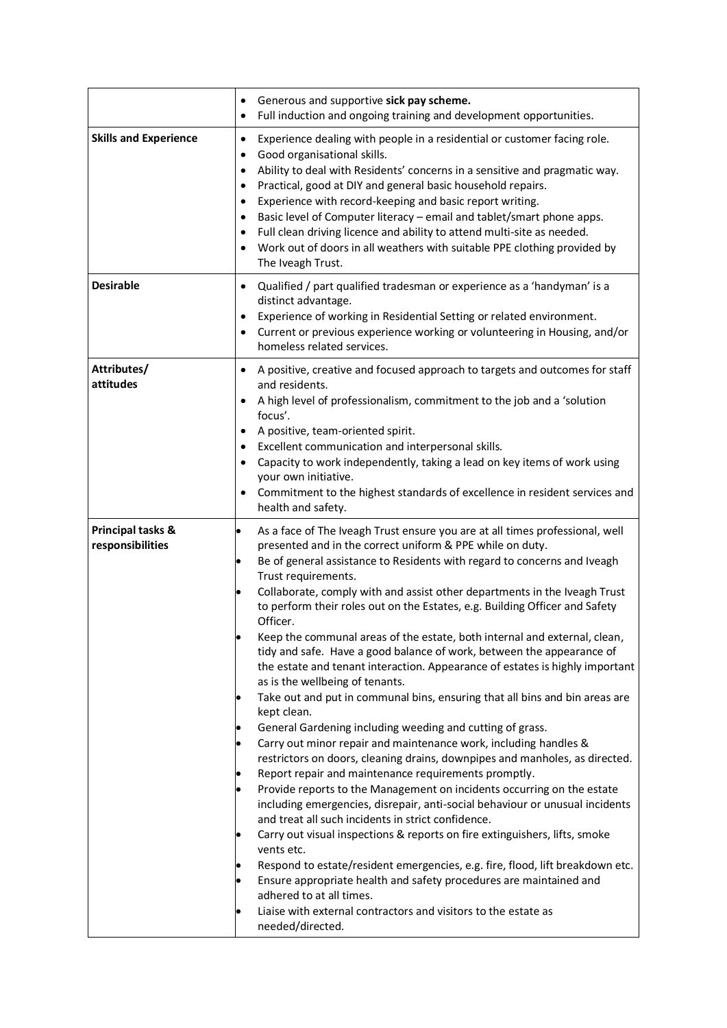| | |
|---|---|
| | • Generous and supportive **sick pay scheme.**<br>• Full induction and ongoing training and development opportunities. |
| **Skills and Experience** | • Experience dealing with people in a residential or customer facing role.<br>• Good organisational skills.<br>• Ability to deal with Residents' concerns in a sensitive and pragmatic way.<br>• Practical, good at DIY and general basic household repairs.<br>• Experience with record-keeping and basic report writing.<br>• Basic level of Computer literacy – email and tablet/smart phone apps.<br>• Full clean driving licence and ability to attend multi-site as needed.<br>• Work out of doors in all weathers with suitable PPE clothing provided by The Iveagh Trust. |
| **Desirable** | • Qualified / part qualified tradesman or experience as a 'handyman' is a distinct advantage.<br>• Experience of working in Residential Setting or related environment.<br>• Current or previous experience working or volunteering in Housing, and/or homeless related services. |
| **Attributes/ attitudes** | • A positive, creative and focused approach to targets and outcomes for staff and residents.<br>• A high level of professionalism, commitment to the job and a 'solution focus'.<br>• A positive, team-oriented spirit.<br>• Excellent communication and interpersonal skills.<br>• Capacity to work independently, taking a lead on key items of work using your own initiative.<br>• Commitment to the highest standards of excellence in resident services and health and safety. |
| **Principal tasks & responsibilities** | • As a face of The Iveagh Trust ensure you are at all times professional, well presented and in the correct uniform & PPE while on duty.<br>• Be of general assistance to Residents with regard to concerns and Iveagh Trust requirements.<br>• Collaborate, comply with and assist other departments in the Iveagh Trust to perform their roles out on the Estates, e.g. Building Officer and Safety Officer.<br>• Keep the communal areas of the estate, both internal and external, clean, tidy and safe. Have a good balance of work, between the appearance of the estate and tenant interaction. Appearance of estates is highly important as is the wellbeing of tenants.<br>• Take out and put in communal bins, ensuring that all bins and bin areas are kept clean.<br>• General Gardening including weeding and cutting of grass.<br>• Carry out minor repair and maintenance work, including handles & restrictors on doors, cleaning drains, downpipes and manholes, as directed.<br>• Report repair and maintenance requirements promptly.<br>• Provide reports to the Management on incidents occurring on the estate including emergencies, disrepair, anti-social behaviour or unusual incidents and treat all such incidents in strict confidence.<br>• Carry out visual inspections & reports on fire extinguishers, lifts, smoke vents etc.<br>• Respond to estate/resident emergencies, e.g. fire, flood, lift breakdown etc.<br>• Ensure appropriate health and safety procedures are maintained and adhered to at all times.<br>• Liaise with external contractors and visitors to the estate as needed/directed. |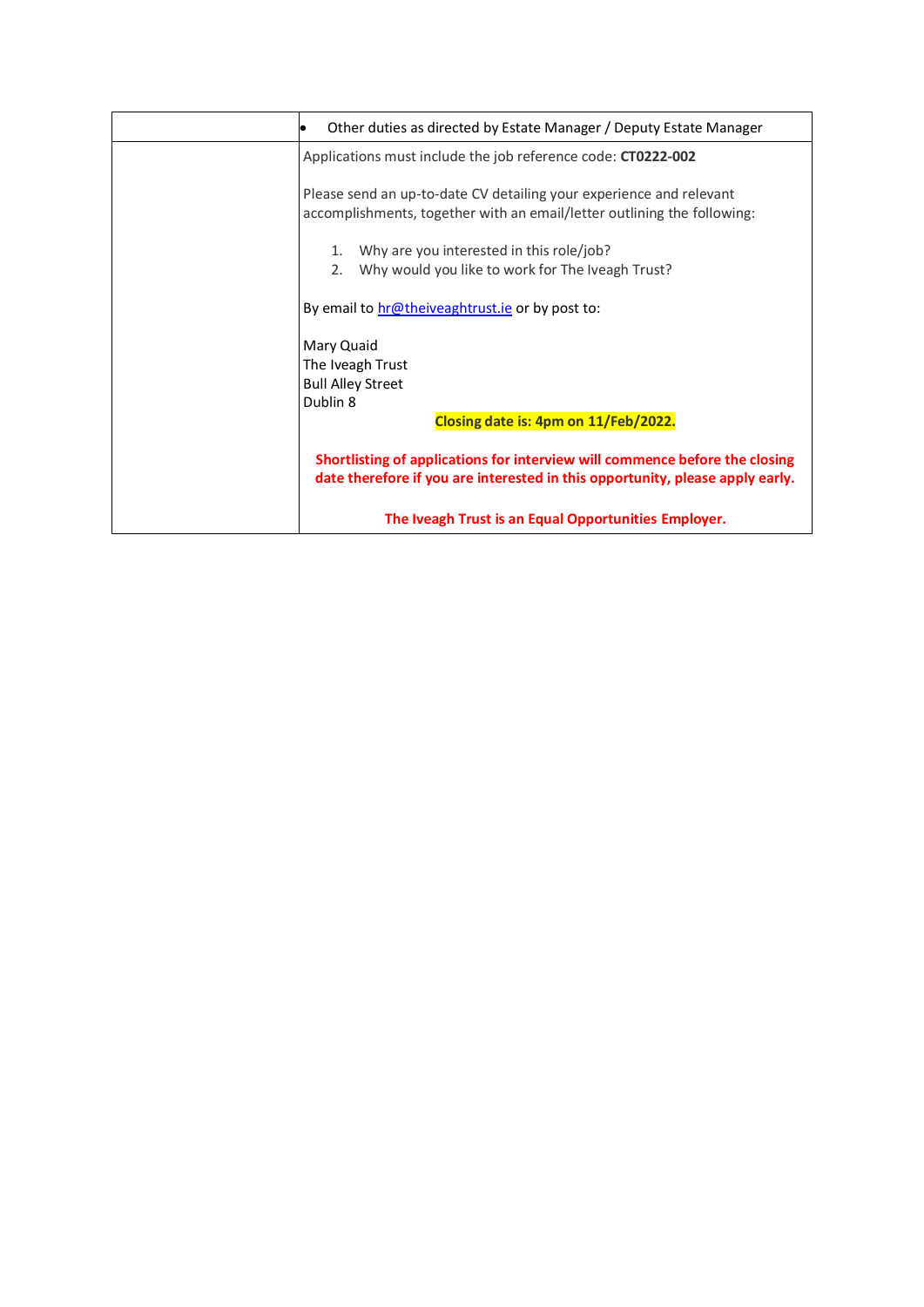| | |
|---|---|
| | • Other duties as directed by Estate Manager / Deputy Estate Manager |
| | Applications must include the job reference code: **CT0222-002**<br><br>Please send an up-to-date CV detailing your experience and relevant accomplishments, together with an email/letter outlining the following:<br><br>1. Why are you interested in this role/job?<br>2. Why would you like to work for The Iveagh Trust?<br><br>By email to hr@theiveaghtrust.ie or by post to:<br><br>Mary Quaid<br>The Iveagh Trust<br>Bull Alley Street<br>Dublin 8<br>**Closing date is: 4pm on 11/Feb/2022.**<br><br>**Shortlisting of applications for interview will commence before the closing date therefore if you are interested in this opportunity, please apply early.**<br><br>**The Iveagh Trust is an Equal Opportunities Employer.** |